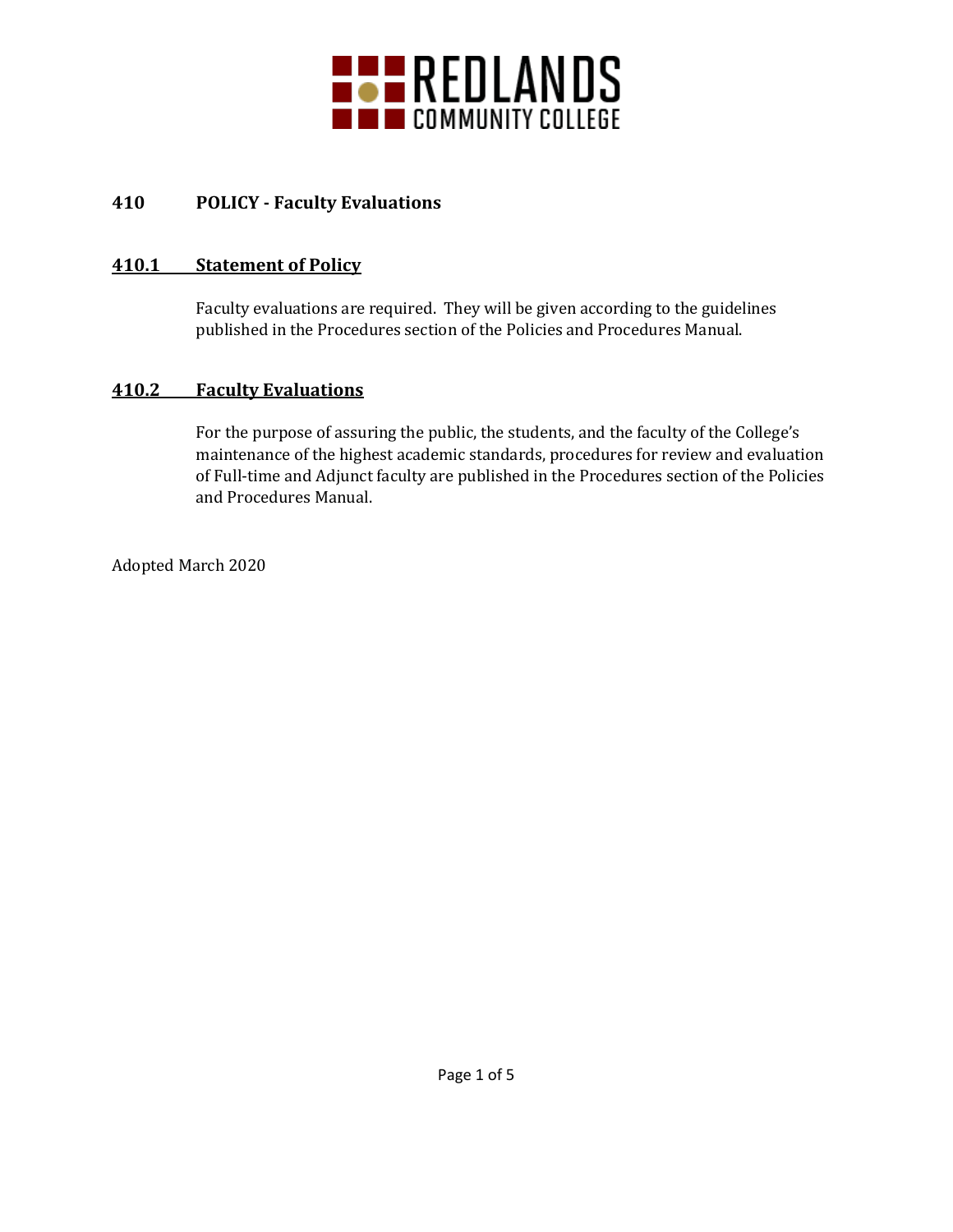REDLANDS COMMUNITY COLLEGE

# 410 POLICY - Faculty Evaluations

## 410.1 Statement of Policy

Faculty evaluations are required. They will be given according to the guidelines published in the Procedures section of the Policies and Procedures Manual.

## 410.2 Faculty Evaluations

For the purpose of assuring the public, the students, and the faculty of the College's maintenance of the highest academic standards, procedures for review and evaluation of Full-time and Adjunct faculty are published in the Procedures section of the Policies and Procedures Manual.

Adopted March 2020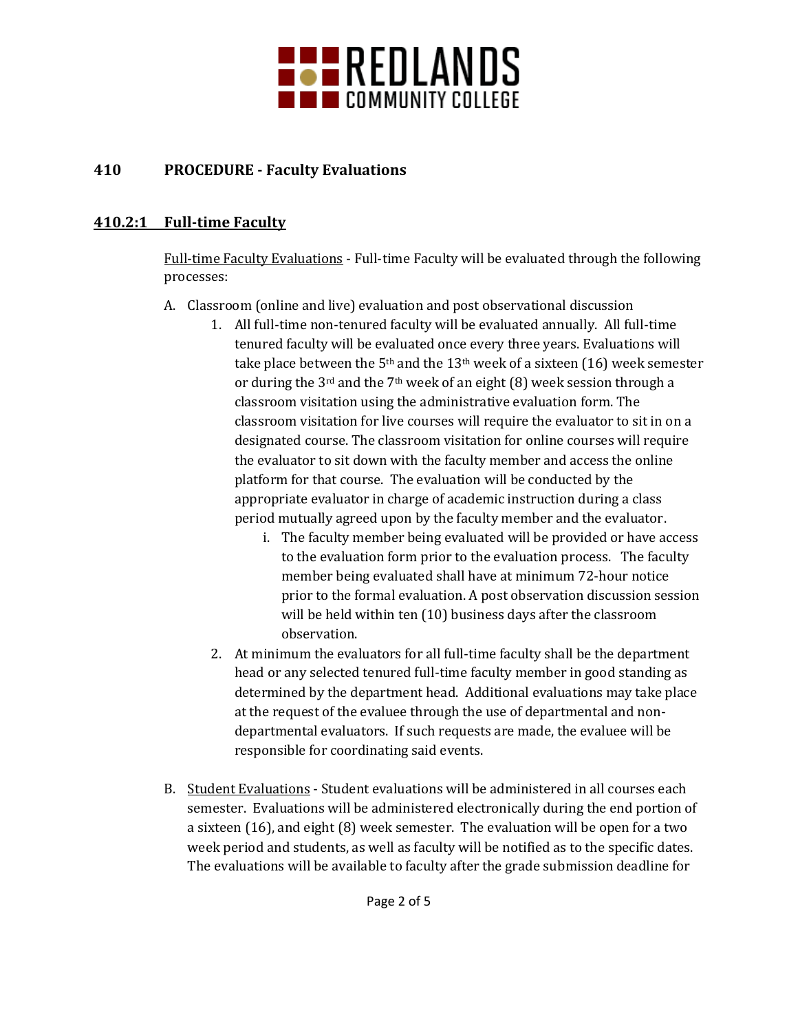## 410 PROCEDURE - Faculty Evaluations

### 410.2:1 Full-time Faculty

Full-time Faculty Evaluations - Full-time Faculty will be evaluated through the following processes:

A. Classroom (online and live) evaluation and post observational discussion
   1. All full-time non-tenured faculty will be evaluated annually. All full-time tenured faculty will be evaluated once every three years. Evaluations will take place between the 5th and the 13th week of a sixteen (16) week semester or during the 3rd and the 7th week of an eight (8) week session through a classroom visitation using the administrative evaluation form. The classroom visitation for live courses will require the evaluator to sit in on a designated course. The classroom visitation for online courses will require the evaluator to sit down with the faculty member and access the online platform for that course. The evaluation will be conducted by the appropriate evaluator in charge of academic instruction during a class period mutually agreed upon by the faculty member and the evaluator.
      i. The faculty member being evaluated will be provided or have access to the evaluation form prior to the evaluation process. The faculty member being evaluated shall have at minimum 72-hour notice prior to the formal evaluation. A post observation discussion session will be held within ten (10) business days after the classroom observation.
   2. At minimum the evaluators for all full-time faculty shall be the department head or any selected tenured full-time faculty member in good standing as determined by the department head. Additional evaluations may take place at the request of the evaluee through the use of departmental and non-departmental evaluators. If such requests are made, the evaluee will be responsible for coordinating said events.

B. Student Evaluations - Student evaluations will be administered in all courses each semester. Evaluations will be administered electronically during the end portion of a sixteen (16), and eight (8) week semester. The evaluation will be open for a two week period and students, as well as faculty will be notified as to the specific dates. The evaluations will be available to faculty after the grade submission deadline for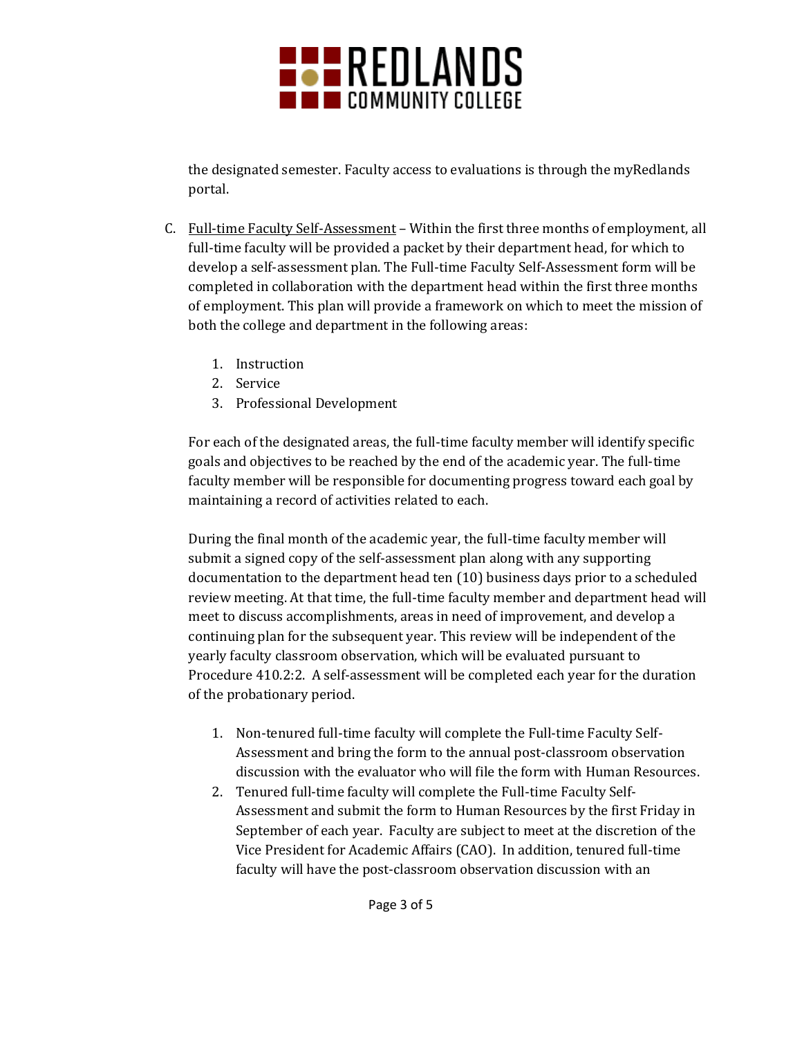the designated semester. Faculty access to evaluations is through the myRedlands portal.

C. Full-time Faculty Self-Assessment – Within the first three months of employment, all full-time faculty will be provided a packet by their department head, for which to develop a self-assessment plan. The Full-time Faculty Self-Assessment form will be completed in collaboration with the department head within the first three months of employment. This plan will provide a framework on which to meet the mission of both the college and department in the following areas:

   1. Instruction
   2. Service
   3. Professional Development

   For each of the designated areas, the full-time faculty member will identify specific goals and objectives to be reached by the end of the academic year. The full-time faculty member will be responsible for documenting progress toward each goal by maintaining a record of activities related to each.

   During the final month of the academic year, the full-time faculty member will submit a signed copy of the self-assessment plan along with any supporting documentation to the department head ten (10) business days prior to a scheduled review meeting. At that time, the full-time faculty member and department head will meet to discuss accomplishments, areas in need of improvement, and develop a continuing plan for the subsequent year. This review will be independent of the yearly faculty classroom observation, which will be evaluated pursuant to Procedure 410.2:2. A self-assessment will be completed each year for the duration of the probationary period.

   1. Non-tenured full-time faculty will complete the Full-time Faculty Self-Assessment and bring the form to the annual post-classroom observation discussion with the evaluator who will file the form with Human Resources.
   2. Tenured full-time faculty will complete the Full-time Faculty Self-Assessment and submit the form to Human Resources by the first Friday in September of each year. Faculty are subject to meet at the discretion of the Vice President for Academic Affairs (CAO). In addition, tenured full-time faculty will have the post-classroom observation discussion with an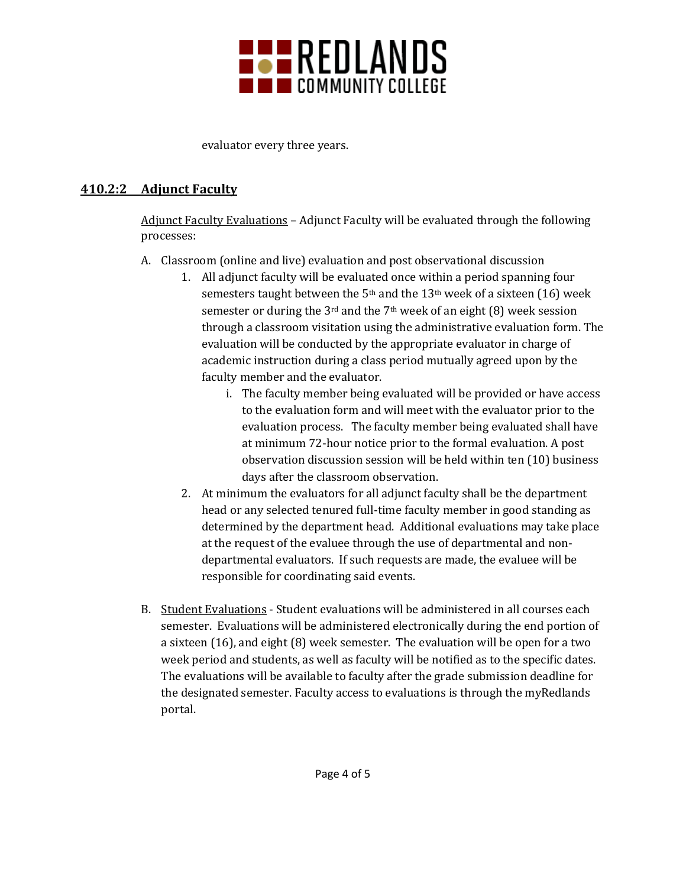evaluator every three years.

## 410.2:2 Adjunct Faculty

Adjunct Faculty Evaluations – Adjunct Faculty will be evaluated through the following processes:

A. Classroom (online and live) evaluation and post observational discussion
   1. All adjunct faculty will be evaluated once within a period spanning four semesters taught between the 5th and the 13th week of a sixteen (16) week semester or during the 3rd and the 7th week of an eight (8) week session through a classroom visitation using the administrative evaluation form. The evaluation will be conducted by the appropriate evaluator in charge of academic instruction during a class period mutually agreed upon by the faculty member and the evaluator.
      i. The faculty member being evaluated will be provided or have access to the evaluation form and will meet with the evaluator prior to the evaluation process. The faculty member being evaluated shall have at minimum 72-hour notice prior to the formal evaluation. A post observation discussion session will be held within ten (10) business days after the classroom observation.
   2. At minimum the evaluators for all adjunct faculty shall be the department head or any selected tenured full-time faculty member in good standing as determined by the department head. Additional evaluations may take place at the request of the evaluee through the use of departmental and non-departmental evaluators. If such requests are made, the evaluee will be responsible for coordinating said events.

B. Student Evaluations - Student evaluations will be administered in all courses each semester. Evaluations will be administered electronically during the end portion of a sixteen (16), and eight (8) week semester. The evaluation will be open for a two week period and students, as well as faculty will be notified as to the specific dates. The evaluations will be available to faculty after the grade submission deadline for the designated semester. Faculty access to evaluations is through the myRedlands portal.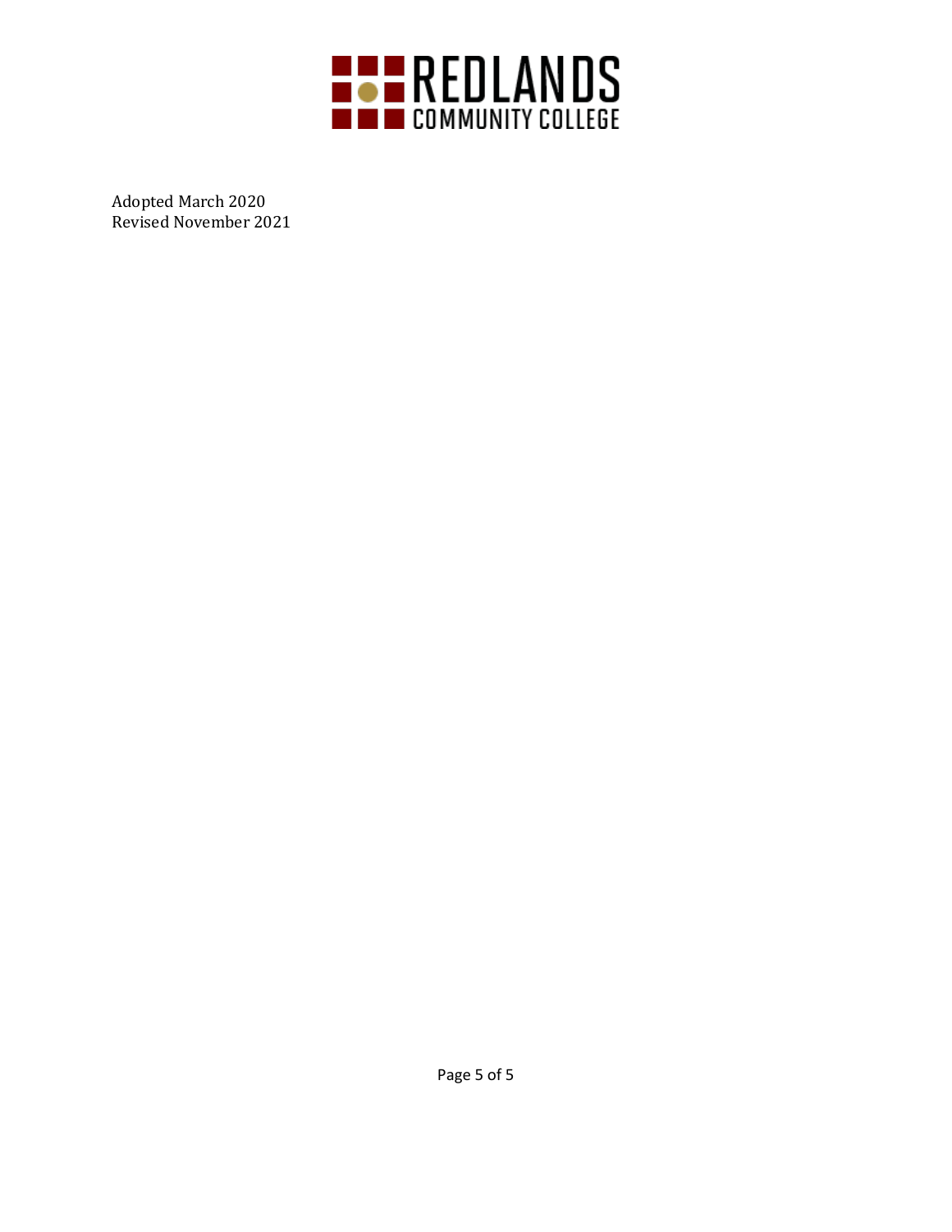Adopted March 2020
Revised November 2021